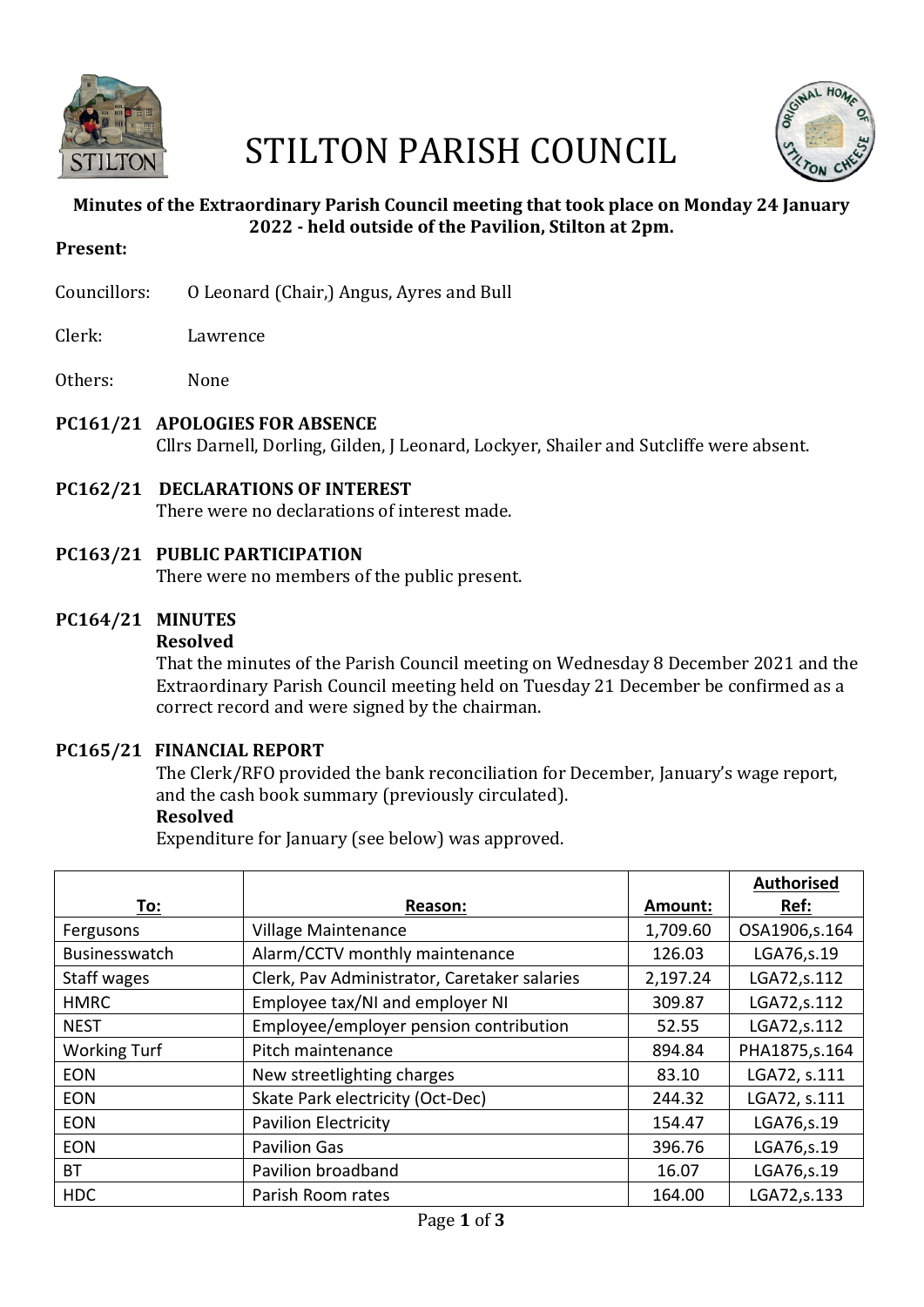# STILTON PARISH COUNCIL

**Minutes of the Extraordinary Parish Council meeting that took place on Monday 24 January 2022 - held outside of the Pavilion, Stilton at 2pm.**

**Present:**

Councillors: O Leonard (Chair,) Angus, Ayres and Bull

Clerk: Lawrence

Others: None

**PC161/21 APOLOGIES FOR ABSENCE**

Cllrs Darnell, Dorling, Gilden, J Leonard, Lockyer, Shailer and Sutcliffe were absent.

**PC162/21 DECLARATIONS OF INTEREST**

There were no declarations of interest made.

**PC163/21 PUBLIC PARTICIPATION**

There were no members of the public present.

**PC164/21 MINUTES**

**Resolved**

That the minutes of the Parish Council meeting on Wednesday 8 December 2021 and the Extraordinary Parish Council meeting held on Tuesday 21 December be confirmed as a correct record and were signed by the chairman.

**PC165/21 FINANCIAL REPORT**

The Clerk/RFO provided the bank reconciliation for December, January's wage report, and the cash book summary (previously circulated).

**Resolved**

Expenditure for January (see below) was approved.

| To: | Reason: | Amount: | Authorised Ref: |
|---|---|---|---|
| Fergusons | Village Maintenance | 1,709.60 | OSA1906,s.164 |
| Businesswatch | Alarm/CCTV monthly maintenance | 126.03 | LGA76,s.19 |
| Staff wages | Clerk, Pav Administrator, Caretaker salaries | 2,197.24 | LGA72,s.112 |
| HMRC | Employee tax/NI and employer NI | 309.87 | LGA72,s.112 |
| NEST | Employee/employer pension contribution | 52.55 | LGA72,s.112 |
| Working Turf | Pitch maintenance | 894.84 | PHA1875,s.164 |
| EON | New streetlighting charges | 83.10 | LGA72, s.111 |
| EON | Skate Park electricity (Oct-Dec) | 244.32 | LGA72, s.111 |
| EON | Pavilion Electricity | 154.47 | LGA76,s.19 |
| EON | Pavilion Gas | 396.76 | LGA76,s.19 |
| BT | Pavilion broadband | 16.07 | LGA76,s.19 |
| HDC | Parish Room rates | 164.00 | LGA72,s.133 |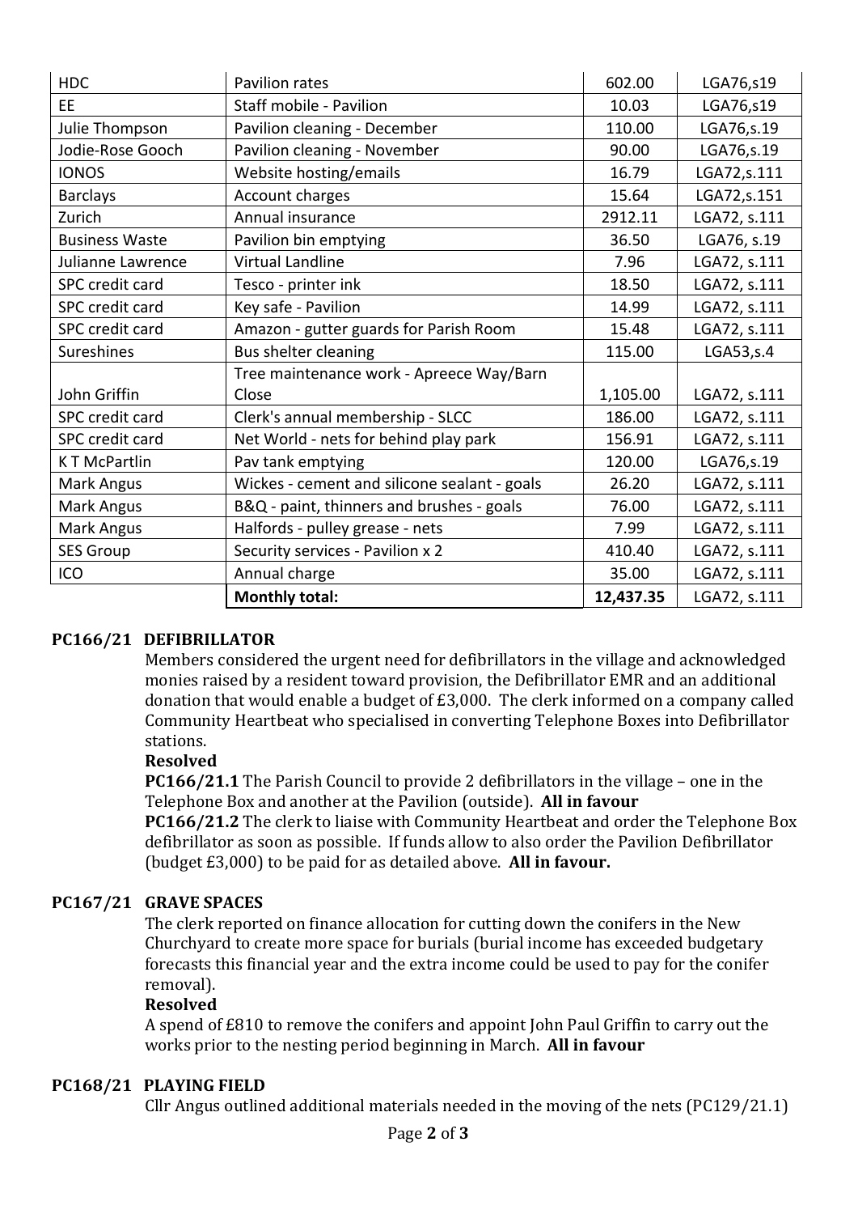| HDC | Pavilion rates | 602.00 | LGA76,s19 |
|---|---|---|---|
| EE | Staff mobile - Pavilion | 10.03 | LGA76,s19 |
| Julie Thompson | Pavilion cleaning - December | 110.00 | LGA76,s.19 |
| Jodie-Rose Gooch | Pavilion cleaning - November | 90.00 | LGA76,s.19 |
| IONOS | Website hosting/emails | 16.79 | LGA72,s.111 |
| Barclays | Account charges | 15.64 | LGA72,s.151 |
| Zurich | Annual insurance | 2912.11 | LGA72, s.111 |
| Business Waste | Pavilion bin emptying | 36.50 | LGA76, s.19 |
| Julianne Lawrence | Virtual Landline | 7.96 | LGA72, s.111 |
| SPC credit card | Tesco - printer ink | 18.50 | LGA72, s.111 |
| SPC credit card | Key safe - Pavilion | 14.99 | LGA72, s.111 |
| SPC credit card | Amazon - gutter guards for Parish Room | 15.48 | LGA72, s.111 |
| Sureshines | Bus shelter cleaning | 115.00 | LGA53,s.4 |
| John Griffin | Tree maintenance work - Apreece Way/Barn Close | 1,105.00 | LGA72, s.111 |
| SPC credit card | Clerk's annual membership - SLCC | 186.00 | LGA72, s.111 |
| SPC credit card | Net World - nets for behind play park | 156.91 | LGA72, s.111 |
| K T McPartlin | Pav tank emptying | 120.00 | LGA76,s.19 |
| Mark Angus | Wickes - cement and silicone sealant - goals | 26.20 | LGA72, s.111 |
| Mark Angus | B&Q - paint, thinners and brushes - goals | 76.00 | LGA72, s.111 |
| Mark Angus | Halfords - pulley grease - nets | 7.99 | LGA72, s.111 |
| SES Group | Security services - Pavilion x 2 | 410.40 | LGA72, s.111 |
| ICO | Annual charge | 35.00 | LGA72, s.111 |
| | **Monthly total:** | **12,437.35** | LGA72, s.111 |

**PC166/21 DEFIBRILLATOR**

Members considered the urgent need for defibrillators in the village and acknowledged monies raised by a resident toward provision, the Defibrillator EMR and an additional donation that would enable a budget of £3,000. The clerk informed on a company called Community Heartbeat who specialised in converting Telephone Boxes into Defibrillator stations.

**Resolved**

**PC166/21.1** The Parish Council to provide 2 defibrillators in the village – one in the Telephone Box and another at the Pavilion (outside). **All in favour**

**PC166/21.2** The clerk to liaise with Community Heartbeat and order the Telephone Box defibrillator as soon as possible. If funds allow to also order the Pavilion Defibrillator (budget £3,000) to be paid for as detailed above. **All in favour.**

**PC167/21 GRAVE SPACES**

The clerk reported on finance allocation for cutting down the conifers in the New Churchyard to create more space for burials (burial income has exceeded budgetary forecasts this financial year and the extra income could be used to pay for the conifer removal).

**Resolved**

A spend of £810 to remove the conifers and appoint John Paul Griffin to carry out the works prior to the nesting period beginning in March. **All in favour**

**PC168/21 PLAYING FIELD**

Cllr Angus outlined additional materials needed in the moving of the nets (PC129/21.1)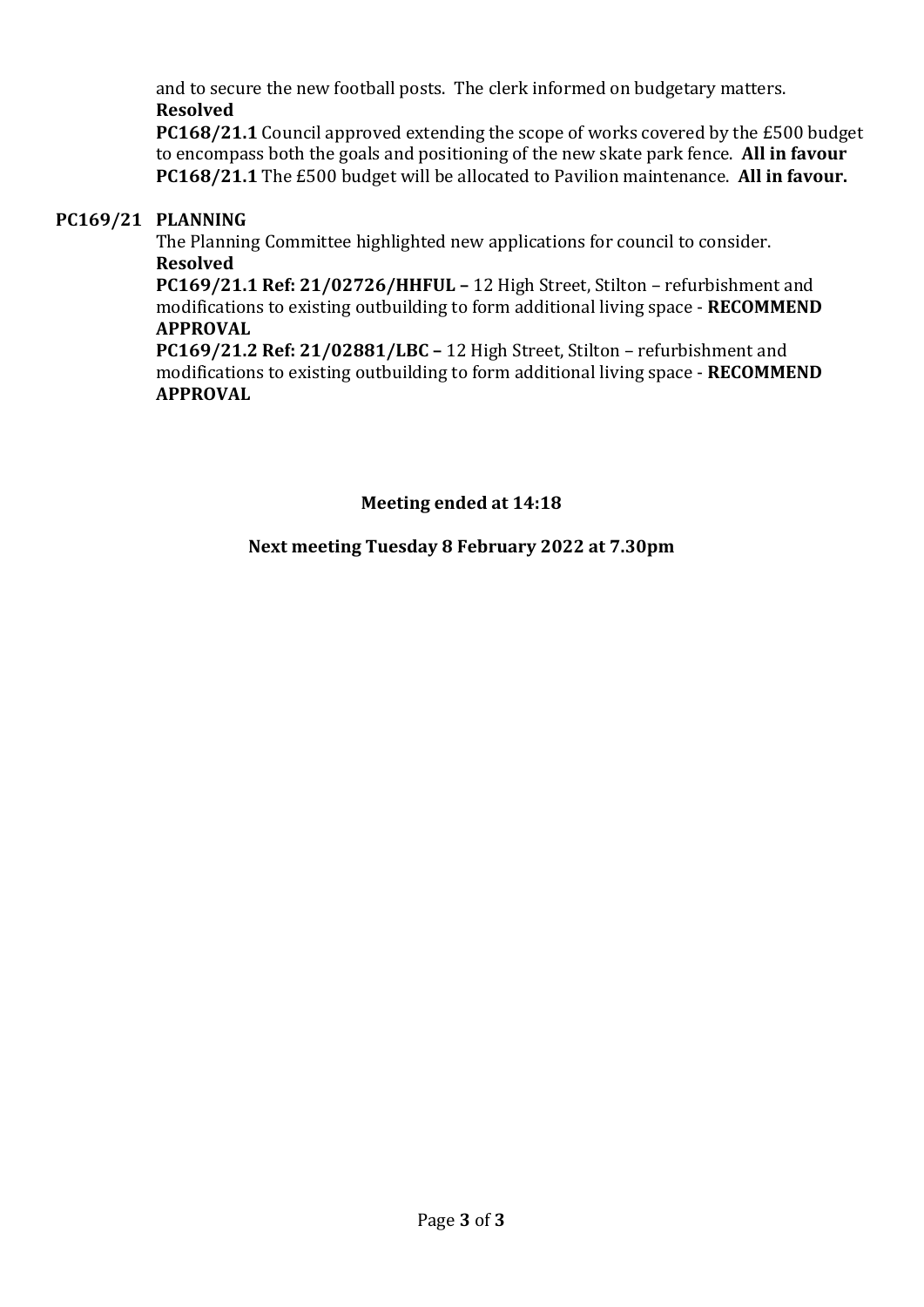and to secure the new football posts. The clerk informed on budgetary matters.
**Resolved**
**PC168/21.1** Council approved extending the scope of works covered by the £500 budget to encompass both the goals and positioning of the new skate park fence. **All in favour**
**PC168/21.1** The £500 budget will be allocated to Pavilion maintenance. **All in favour.**

**PC169/21 PLANNING**

The Planning Committee highlighted new applications for council to consider.
**Resolved**
**PC169/21.1 Ref: 21/02726/HHFUL –** 12 High Street, Stilton – refurbishment and modifications to existing outbuilding to form additional living space - **RECOMMEND APPROVAL**
**PC169/21.2 Ref: 21/02881/LBC –** 12 High Street, Stilton – refurbishment and modifications to existing outbuilding to form additional living space - **RECOMMEND APPROVAL**

**Meeting ended at 14:18**

**Next meeting Tuesday 8 February 2022 at 7.30pm**